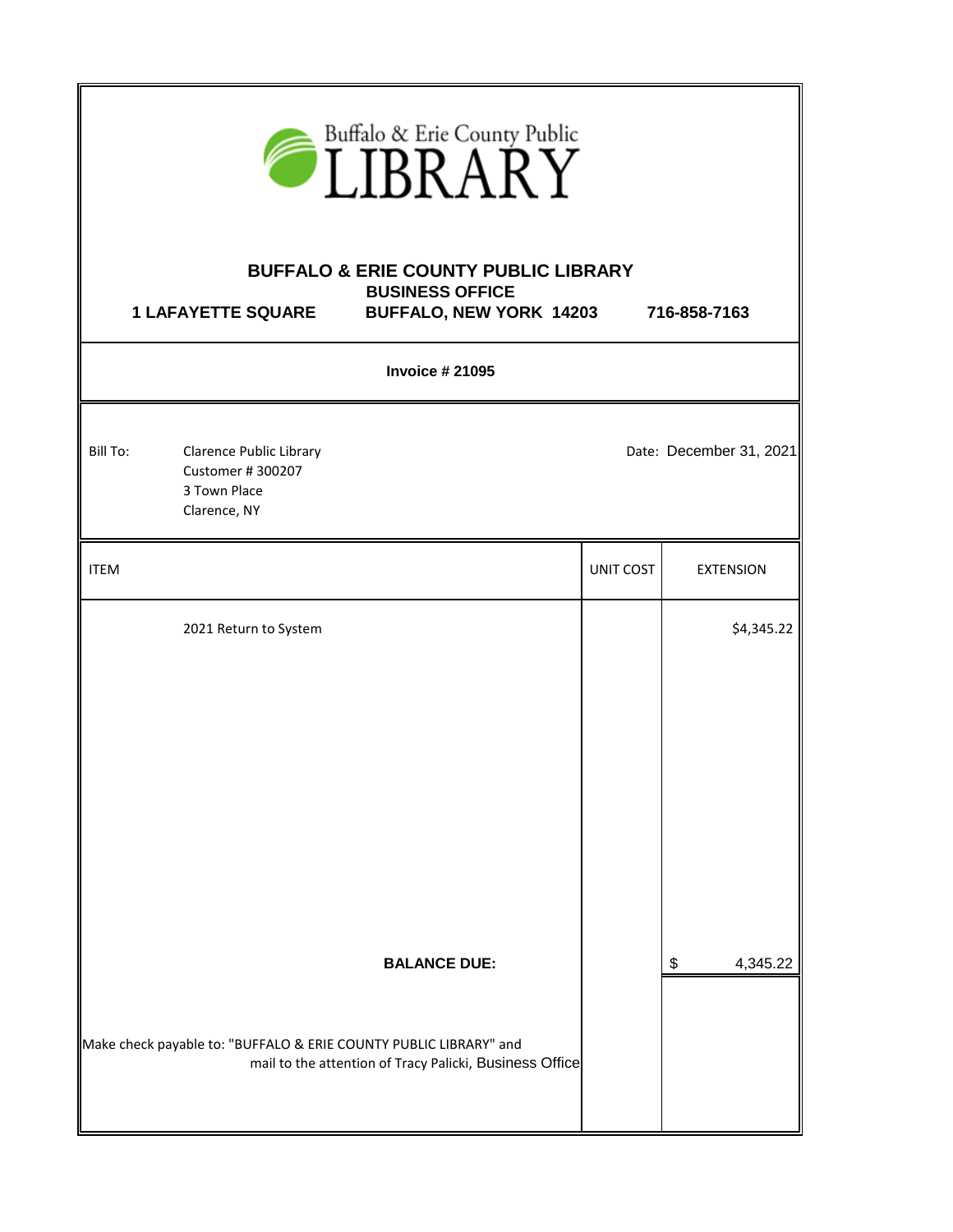Buffalo & Erie County Public LIBRARY

# BUFFALO & ERIE COUNTY PUBLIC LIBRARY

**BUSINESS OFFICE**

**1 LAFAYETTE SQUARE** **BUFFALO, NEW YORK 14203** **716-858-7163**

**Invoice # 21095**

Bill To: Clarence Public Library
Customer # 300207
3 Town Place
Clarence, NY

Date: December 31, 2021

| ITEM | UNIT COST | EXTENSION |
|---|---|---|
| 2021 Return to System | | $4,345.22 |
| **BALANCE DUE:** | | $ 4,345.22 |

Make check payable to: "BUFFALO & ERIE COUNTY PUBLIC LIBRARY" and mail to the attention of Tracy Palicki, Business Office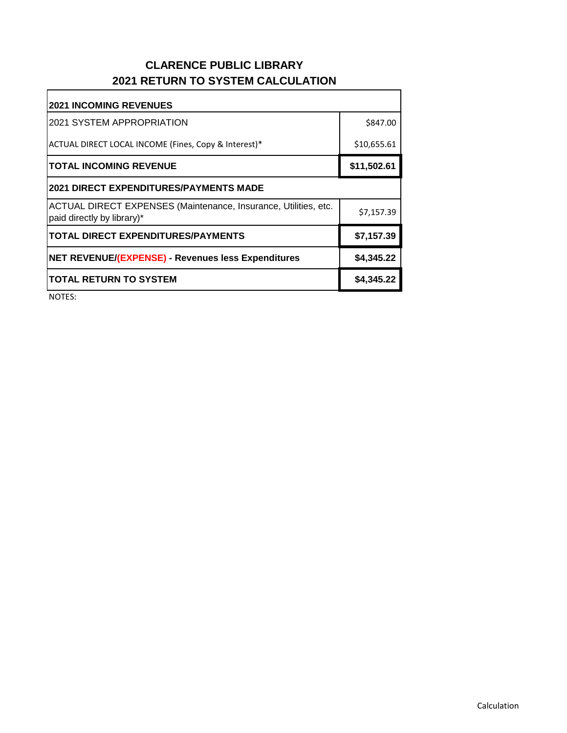# CLARENCE PUBLIC LIBRARY

## 2021 RETURN TO SYSTEM CALCULATION

| **2021 INCOMING REVENUES** | |
|---|---|
| 2021 SYSTEM APPROPRIATION | $847.00 |
| ACTUAL DIRECT LOCAL INCOME (Fines, Copy & Interest)* | $10,655.61 |
| **TOTAL INCOMING REVENUE** | **$11,502.61** |
| **2021 DIRECT EXPENDITURES/PAYMENTS MADE** | |
| ACTUAL DIRECT EXPENSES (Maintenance, Insurance, Utilities, etc. paid directly by library)* | $7,157.39 |
| **TOTAL DIRECT EXPENDITURES/PAYMENTS** | **$7,157.39** |
| **NET REVENUE/(EXPENSE) - Revenues less Expenditures** | **$4,345.22** |
| **TOTAL RETURN TO SYSTEM** | **$4,345.22** |

NOTES:

Calculation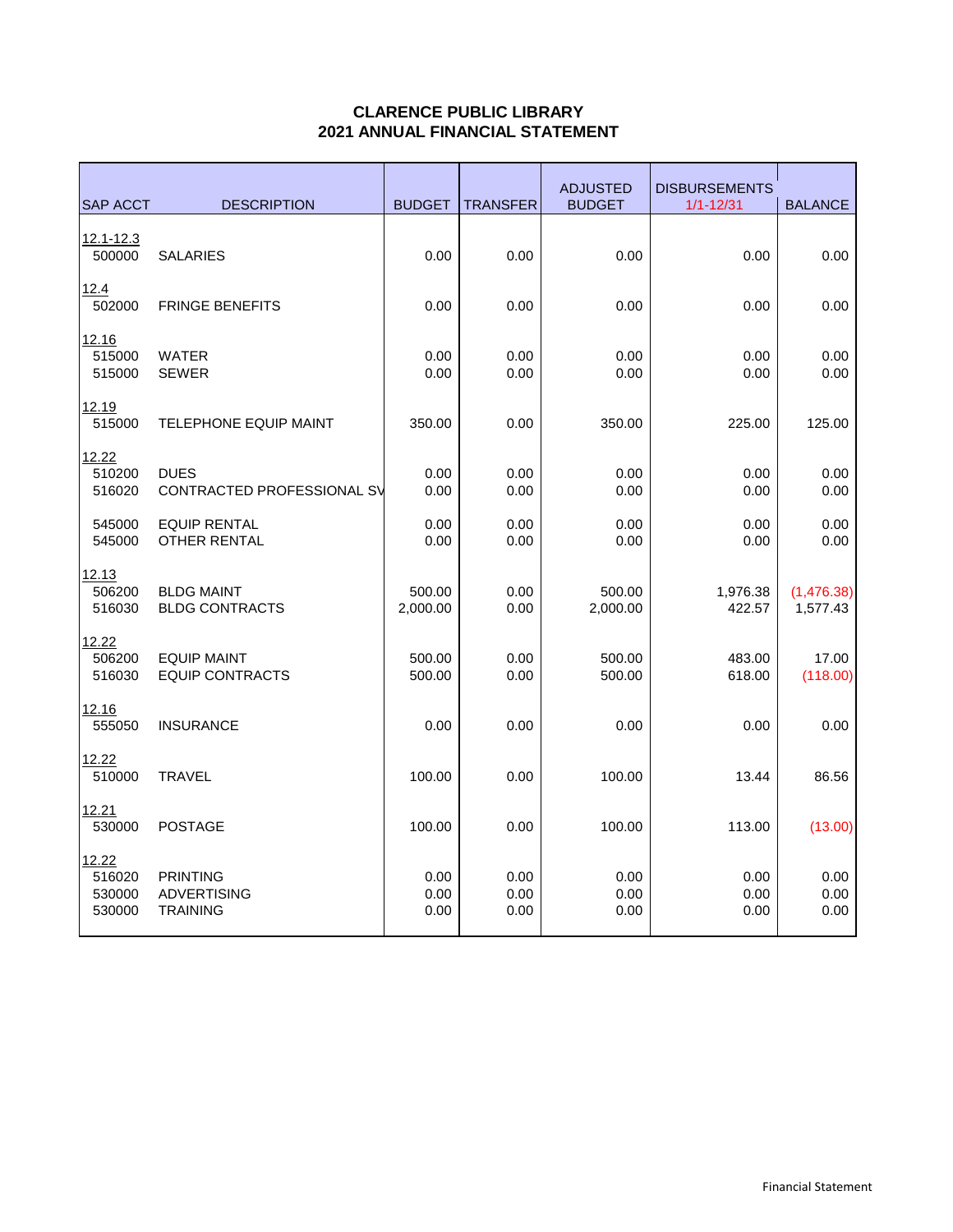**CLARENCE PUBLIC LIBRARY**
**2021 ANNUAL FINANCIAL STATEMENT**

| SAP ACCT | DESCRIPTION | BUDGET | TRANSFER | ADJUSTED BUDGET | DISBURSEMENTS 1/1-12/31 | BALANCE |
|---|---|---|---|---|---|---|
| 12.1-12.3 | | | | | | |
| 500000 | SALARIES | 0.00 | 0.00 | 0.00 | 0.00 | 0.00 |
| 12.4 | | | | | | |
| 502000 | FRINGE BENEFITS | 0.00 | 0.00 | 0.00 | 0.00 | 0.00 |
| 12.16 | | | | | | |
| 515000 | WATER | 0.00 | 0.00 | 0.00 | 0.00 | 0.00 |
| 515000 | SEWER | 0.00 | 0.00 | 0.00 | 0.00 | 0.00 |
| 12.19 | | | | | | |
| 515000 | TELEPHONE EQUIP MAINT | 350.00 | 0.00 | 350.00 | 225.00 | 125.00 |
| 12.22 | | | | | | |
| 510200 | DUES | 0.00 | 0.00 | 0.00 | 0.00 | 0.00 |
| 516020 | CONTRACTED PROFESSIONAL SV | 0.00 | 0.00 | 0.00 | 0.00 | 0.00 |
| 545000 | EQUIP RENTAL | 0.00 | 0.00 | 0.00 | 0.00 | 0.00 |
| 545000 | OTHER RENTAL | 0.00 | 0.00 | 0.00 | 0.00 | 0.00 |
| 12.13 | | | | | | |
| 506200 | BLDG MAINT | 500.00 | 0.00 | 500.00 | 1,976.38 | (1,476.38) |
| 516030 | BLDG CONTRACTS | 2,000.00 | 0.00 | 2,000.00 | 422.57 | 1,577.43 |
| 12.22 | | | | | | |
| 506200 | EQUIP MAINT | 500.00 | 0.00 | 500.00 | 483.00 | 17.00 |
| 516030 | EQUIP CONTRACTS | 500.00 | 0.00 | 500.00 | 618.00 | (118.00) |
| 12.16 | | | | | | |
| 555050 | INSURANCE | 0.00 | 0.00 | 0.00 | 0.00 | 0.00 |
| 12.22 | | | | | | |
| 510000 | TRAVEL | 100.00 | 0.00 | 100.00 | 13.44 | 86.56 |
| 12.21 | | | | | | |
| 530000 | POSTAGE | 100.00 | 0.00 | 100.00 | 113.00 | (13.00) |
| 12.22 | | | | | | |
| 516020 | PRINTING | 0.00 | 0.00 | 0.00 | 0.00 | 0.00 |
| 530000 | ADVERTISING | 0.00 | 0.00 | 0.00 | 0.00 | 0.00 |
| 530000 | TRAINING | 0.00 | 0.00 | 0.00 | 0.00 | 0.00 |

Financial Statement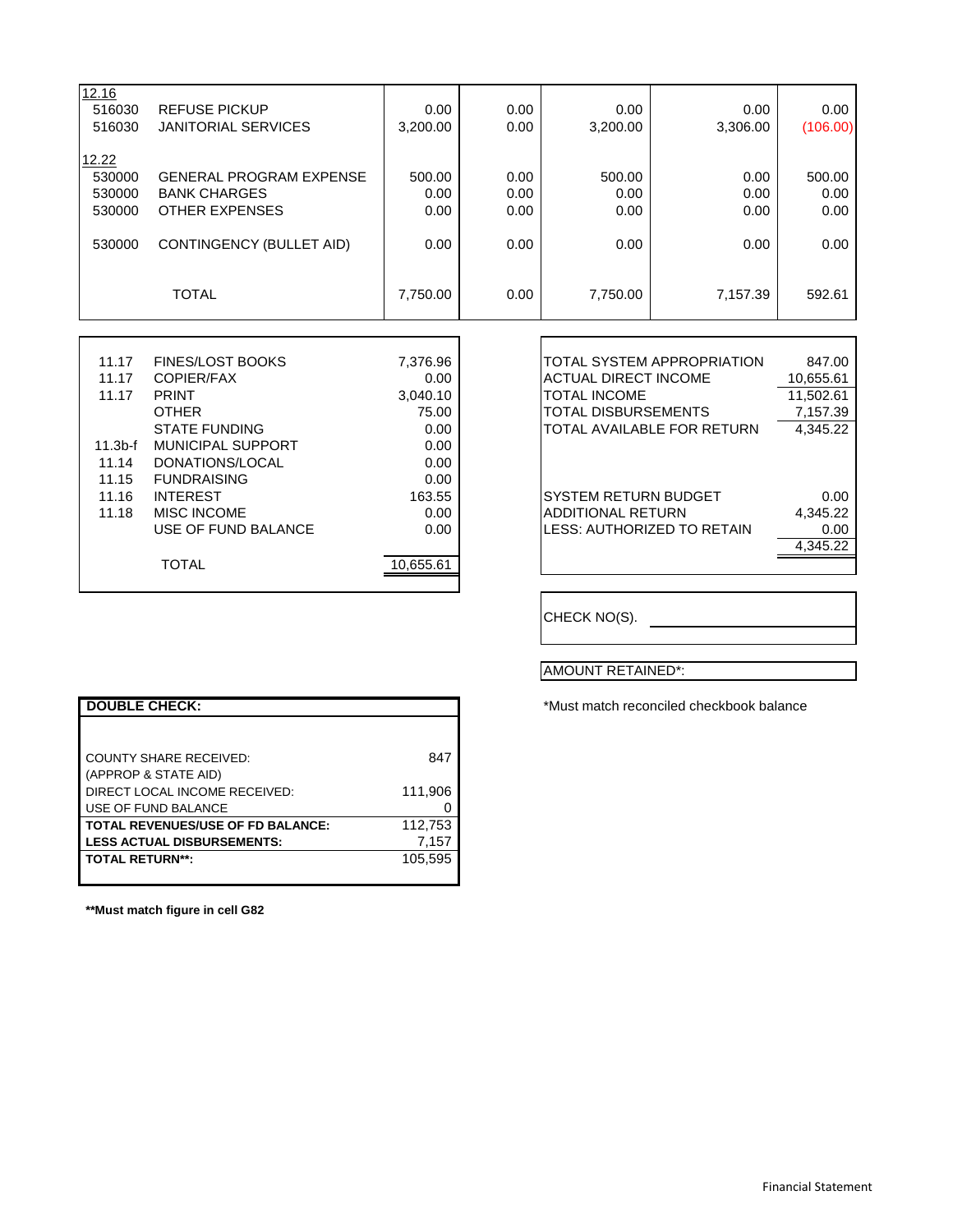| | | | | | | |
|---|---|---|---|---|---|---|
| 12.16 | | | | | | |
| 516030 | REFUSE PICKUP | 0.00 | 0.00 | 0.00 | 0.00 | 0.00 |
| 516030 | JANITORIAL SERVICES | 3,200.00 | 0.00 | 3,200.00 | 3,306.00 | (106.00) |
| 12.22 | | | | | | |
| 530000 | GENERAL PROGRAM EXPENSE | 500.00 | 0.00 | 500.00 | 0.00 | 500.00 |
| 530000 | BANK CHARGES | 0.00 | 0.00 | 0.00 | 0.00 | 0.00 |
| 530000 | OTHER EXPENSES | 0.00 | 0.00 | 0.00 | 0.00 | 0.00 |
| 530000 | CONTINGENCY (BULLET AID) | 0.00 | 0.00 | 0.00 | 0.00 | 0.00 |
| | TOTAL | 7,750.00 | 0.00 | 7,750.00 | 7,157.39 | 592.61 |

| | | |
|---|---|---|
| 11.17 | FINES/LOST BOOKS | 7,376.96 |
| 11.17 | COPIER/FAX | 0.00 |
| 11.17 | PRINT | 3,040.10 |
| | OTHER | 75.00 |
| | STATE FUNDING | 0.00 |
| 11.3b-f | MUNICIPAL SUPPORT | 0.00 |
| 11.14 | DONATIONS/LOCAL | 0.00 |
| 11.15 | FUNDRAISING | 0.00 |
| 11.16 | INTEREST | 163.55 |
| 11.18 | MISC INCOME | 0.00 |
| | USE OF FUND BALANCE | 0.00 |
| | TOTAL | 10,655.61 |

| | |
|---|---|
| TOTAL SYSTEM APPROPRIATION | 847.00 |
| ACTUAL DIRECT INCOME | 10,655.61 |
| TOTAL INCOME | 11,502.61 |
| TOTAL DISBURSEMENTS | 7,157.39 |
| TOTAL AVAILABLE FOR RETURN | 4,345.22 |
| SYSTEM RETURN BUDGET | 0.00 |
| ADDITIONAL RETURN | 4,345.22 |
| LESS: AUTHORIZED TO RETAIN | 0.00 |
| | 4,345.22 |

CHECK NO(S). ______________________

AMOUNT RETAINED*:

*Must match reconciled checkbook balance

| DOUBLE CHECK: | |
|---|---|
| COUNTY SHARE RECEIVED: (APPROP & STATE AID) | 847 |
| DIRECT LOCAL INCOME RECEIVED: | 111,906 |
| USE OF FUND BALANCE | 0 |
| **TOTAL REVENUES/USE OF FD BALANCE:** | 112,753 |
| **LESS ACTUAL DISBURSEMENTS:** | 7,157 |
| **TOTAL RETURN**:** | 105,595 |

****Must match figure in cell G82**